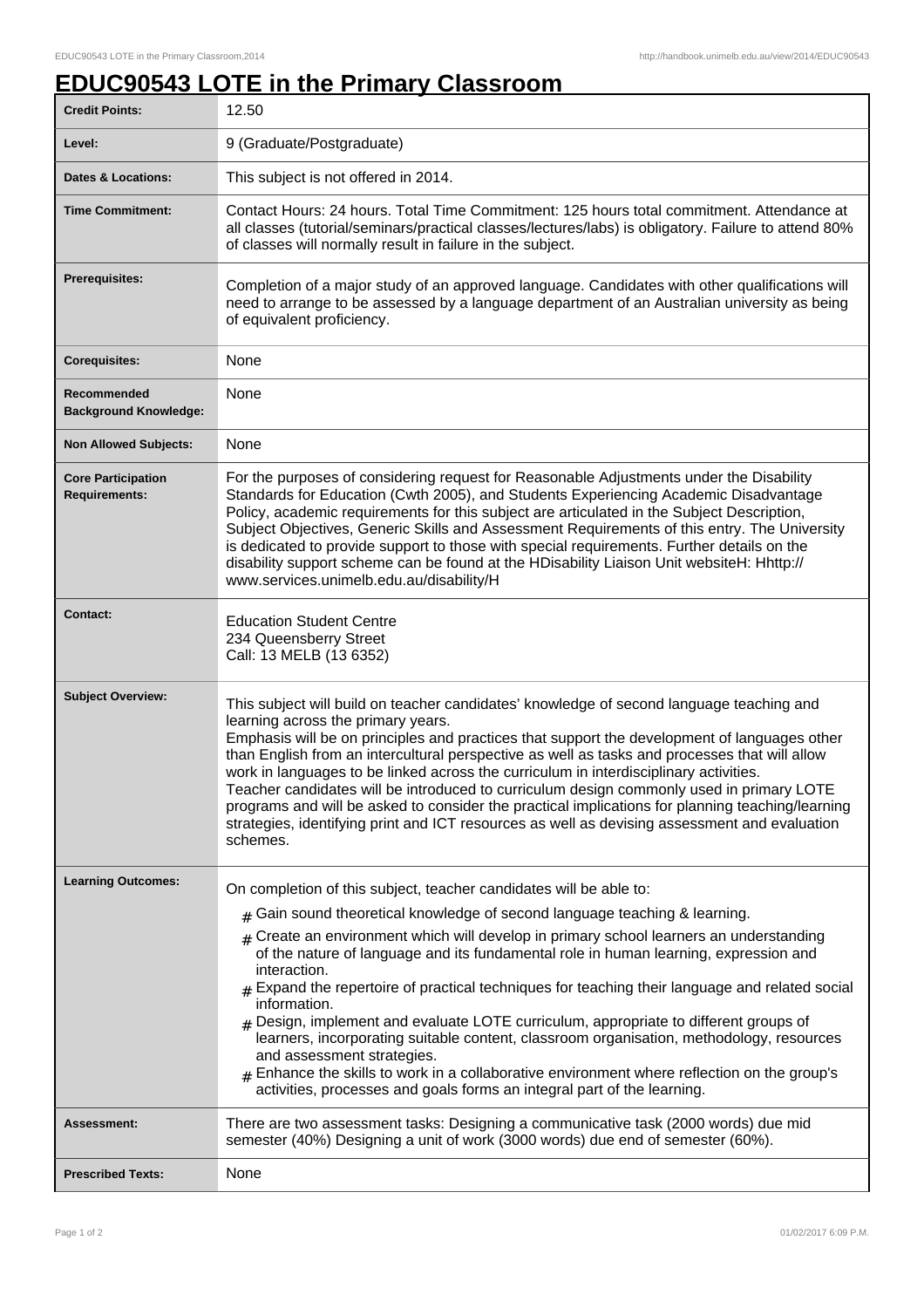# EDUC90543 LOTE in the Primary Classroom

| | |
|---|---|
| **Credit Points:** | 12.50 |
| **Level:** | 9 (Graduate/Postgraduate) |
| **Dates & Locations:** | This subject is not offered in 2014. |
| **Time Commitment:** | Contact Hours: 24 hours. Total Time Commitment: 125 hours total commitment. Attendance at all classes (tutorial/seminars/practical classes/lectures/labs) is obligatory. Failure to attend 80% of classes will normally result in failure in the subject. |
| **Prerequisites:** | Completion of a major study of an approved language. Candidates with other qualifications will need to arrange to be assessed by a language department of an Australian university as being of equivalent proficiency. |
| **Corequisites:** | None |
| **Recommended Background Knowledge:** | None |
| **Non Allowed Subjects:** | None |
| **Core Participation Requirements:** | For the purposes of considering request for Reasonable Adjustments under the Disability Standards for Education (Cwth 2005), and Students Experiencing Academic Disadvantage Policy, academic requirements for this subject are articulated in the Subject Description, Subject Objectives, Generic Skills and Assessment Requirements of this entry. The University is dedicated to provide support to those with special requirements. Further details on the disability support scheme can be found at the HDisability Liaison Unit websiteH: Hhttp://www.services.unimelb.edu.au/disability/H |
| **Contact:** | Education Student Centre<br>234 Queensberry Street<br>Call: 13 MELB (13 6352) |
| **Subject Overview:** | This subject will build on teacher candidates' knowledge of second language teaching and learning across the primary years.<br>Emphasis will be on principles and practices that support the development of languages other than English from an intercultural perspective as well as tasks and processes that will allow work in languages to be linked across the curriculum in interdisciplinary activities.<br>Teacher candidates will be introduced to curriculum design commonly used in primary LOTE programs and will be asked to consider the practical implications for planning teaching/learning strategies, identifying print and ICT resources as well as devising assessment and evaluation schemes. |
| **Learning Outcomes:** | On completion of this subject, teacher candidates will be able to:<br># Gain sound theoretical knowledge of second language teaching & learning.<br># Create an environment which will develop in primary school learners an understanding of the nature of language and its fundamental role in human learning, expression and interaction.<br># Expand the repertoire of practical techniques for teaching their language and related social information.<br># Design, implement and evaluate LOTE curriculum, appropriate to different groups of learners, incorporating suitable content, classroom organisation, methodology, resources and assessment strategies.<br># Enhance the skills to work in a collaborative environment where reflection on the group's activities, processes and goals forms an integral part of the learning. |
| **Assessment:** | There are two assessment tasks: Designing a communicative task (2000 words) due mid semester (40%) Designing a unit of work (3000 words) due end of semester (60%). |
| **Prescribed Texts:** | None |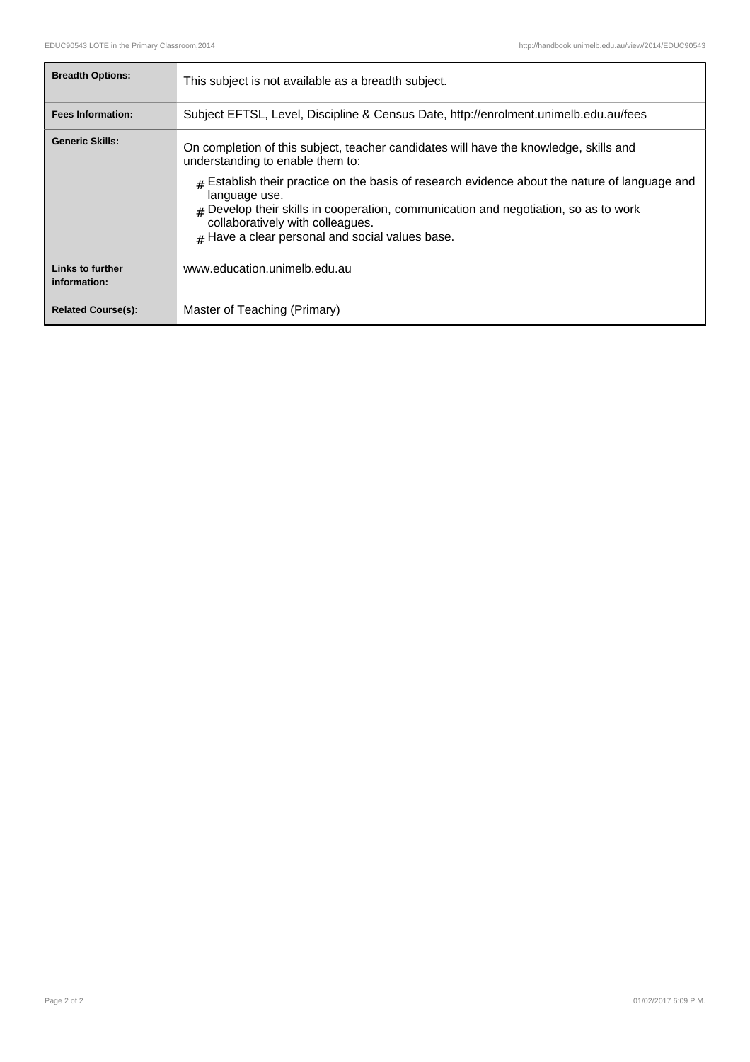| | |
|---|---|
| **Breadth Options:** | This subject is not available as a breadth subject. |
| **Fees Information:** | Subject EFTSL, Level, Discipline & Census Date, http://enrolment.unimelb.edu.au/fees |
| **Generic Skills:** | On completion of this subject, teacher candidates will have the knowledge, skills and understanding to enable them to:<br># Establish their practice on the basis of research evidence about the nature of language and language use.<br># Develop their skills in cooperation, communication and negotiation, so as to work collaboratively with colleagues.<br># Have a clear personal and social values base. |
| **Links to further information:** | www.education.unimelb.edu.au |
| **Related Course(s):** | Master of Teaching (Primary) |